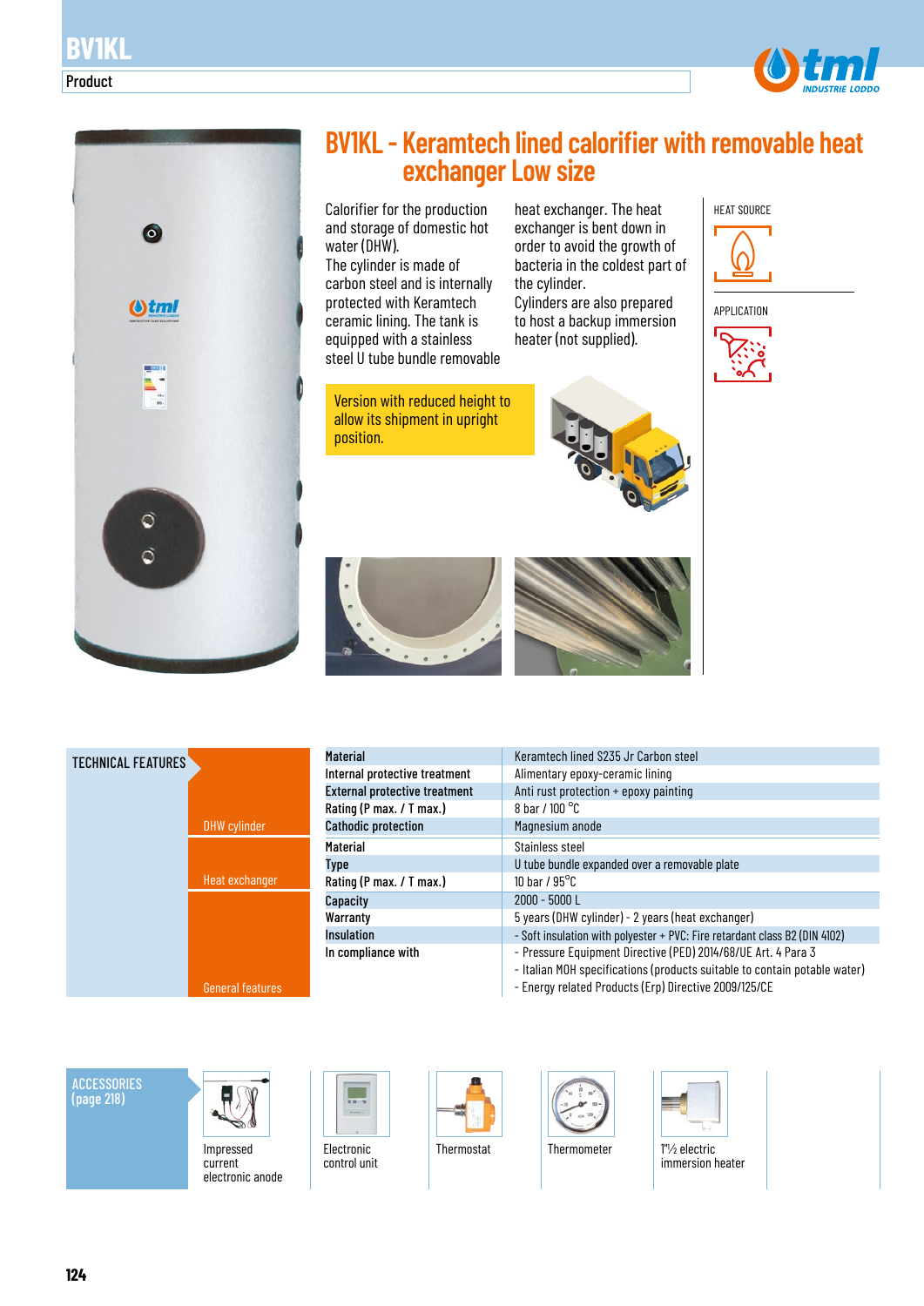# BV1KL

Product

## BV1KL - Keramtech lined calorifier with removable heat exchanger Low size

Calorifier for the production and storage of domestic hot water (DHW).
The cylinder is made of carbon steel and is internally protected with Keramtech ceramic lining. The tank is equipped with a stainless steel U tube bundle removable heat exchanger. The heat exchanger is bent down in order to avoid the growth of bacteria in the coldest part of the cylinder.
Cylinders are also prepared to host a backup immersion heater (not supplied).

HEAT SOURCE

APPLICATION

Version with reduced height to allow its shipment in upright position.

### TECHNICAL FEATURES

| | | |
|---|---|---|
| DHW cylinder | **Material** | Keramtech lined S235 Jr Carbon steel |
| | **Internal protective treatment** | Alimentary epoxy-ceramic lining |
| | **External protective treatment** | Anti rust protection + epoxy painting |
| | **Rating (P max. / T max.)** | 8 bar / 100 °C |
| | **Cathodic protection** | Magnesium anode |
| Heat exchanger | **Material** | Stainless steel |
| | **Type** | U tube bundle expanded over a removable plate |
| | **Rating (P max. / T max.)** | 10 bar / 95°C |
| General features | **Capacity** | 2000 - 5000 L |
| | **Warranty** | 5 years (DHW cylinder) - 2 years (heat exchanger) |
| | **Insulation** | - Soft insulation with polyester + PVC: Fire retardant class B2 (DIN 4102) |
| | **In compliance with** | - Pressure Equipment Directive (PED) 2014/68/UE Art. 4 Para 3<br>- Italian MOH specifications (products suitable to contain potable water)<br>- Energy related Products (Erp) Directive 2009/125/CE |

### ACCESSORIES (page 218)

- Impressed current electronic anode
- Electronic control unit
- Thermostat
- Thermometer
- 1"½ electric immersion heater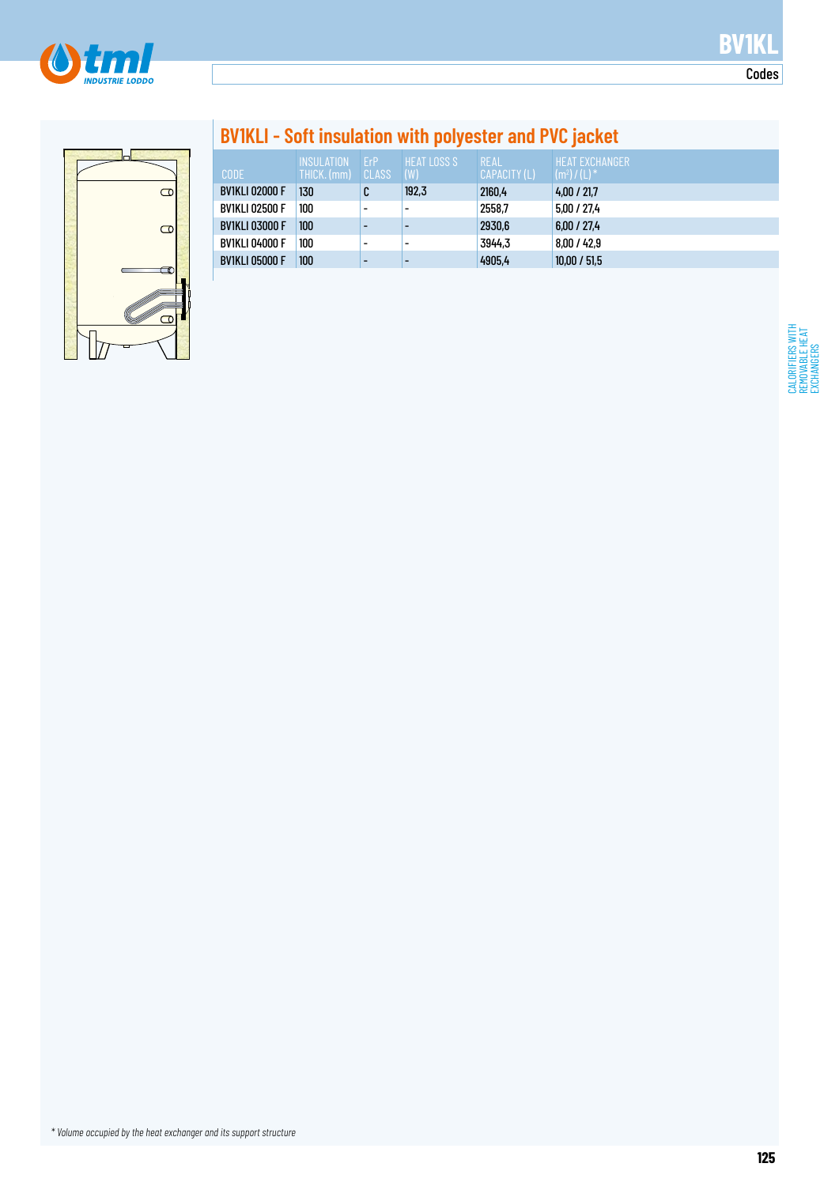## BV1KL

### Codes

## BV1KLI - Soft insulation with polyester and PVC jacket

| CODE | INSULATION THICK. (mm) | ErP CLASS | HEAT LOSS S (W) | REAL CAPACITY (L) | HEAT EXCHANGER ($m^2$) / (L) * |
|---|---|---|---|---|---|
| BV1KLI 02000 F | 130 | C | 192,3 | 2160,4 | 4,00 / 21,7 |
| BV1KLI 02500 F | 100 | - | - | 2558,7 | 5,00 / 27,4 |
| BV1KLI 03000 F | 100 | - | - | 2930,6 | 6,00 / 27,4 |
| BV1KLI 04000 F | 100 | - | - | 3944,3 | 8,00 / 42,9 |
| BV1KLI 05000 F | 100 | - | - | 4905,4 | 10,00 / 51,5 |

CALORIFIERS WITH REMOVABLE HEAT EXCHANGERS

*\* Volume occupied by the heat exchanger and its support structure*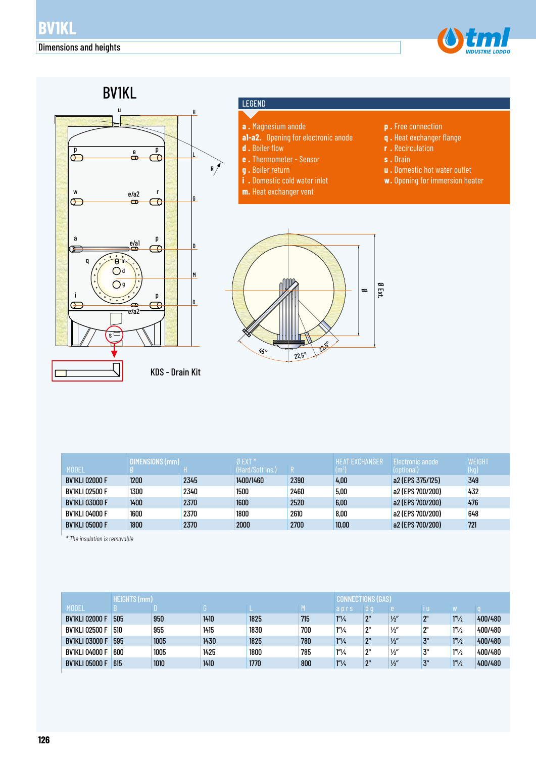# BV1KL

## Dimensions and heights

BV1KL

KDS - Drain Kit

### LEGEND

**a .** Magnesium anode
**a1-a2.** Opening for electronic anode
**d .** Boiler flow
**e .** Thermometer - Sensor
**g .** Boiler return
**i .** Domestic cold water inlet
**m.** Heat exchanger vent
**p .** Free connection
**q .** Heat exchanger flange
**r .** Recirculation
**s .** Drain
**u .** Domestic hot water outlet
**w.** Opening for immersion heater

| MODEL | DIMENSIONS (mm) Ø | H | Ø EXT * (Hard/Soft ins.) | R | HEAT EXCHANGER ($m^2$) | Electronic anode (optional) | WEIGHT (kg) |
|---|---|---|---|---|---|---|---|
| BV1KLI 02000 F | 1200 | 2345 | 1400/1460 | 2390 | 4,00 | a2 (EPS 375/125) | 349 |
| BV1KLI 02500 F | 1300 | 2340 | 1500 | 2460 | 5,00 | a2 (EPS 700/200) | 432 |
| BV1KLI 03000 F | 1400 | 2370 | 1600 | 2520 | 6,00 | a2 (EPS 700/200) | 476 |
| BV1KLI 04000 F | 1600 | 2370 | 1800 | 2610 | 8,00 | a2 (EPS 700/200) | 648 |
| BV1KLI 05000 F | 1800 | 2370 | 2000 | 2700 | 10,00 | a2 (EPS 700/200) | 721 |

*\* The insulation is removable*

| MODEL | HEIGHTS (mm) B | D | G | L | M | CONNECTIONS (GAS) a p r s | d g | e | i u | w | q |
|---|---|---|---|---|---|---|---|---|---|---|---|
| BV1KLI 02000 F | 505 | 950 | 1410 | 1825 | 715 | 1"¼ | 2" | ½" | 2" | 1"½ | 400/480 |
| BV1KLI 02500 F | 510 | 955 | 1415 | 1830 | 700 | 1"¼ | 2" | ½" | 2" | 1"½ | 400/480 |
| BV1KLI 03000 F | 595 | 1005 | 1430 | 1825 | 780 | 1"¼ | 2" | ½" | 3" | 1"½ | 400/480 |
| BV1KLI 04000 F | 600 | 1005 | 1425 | 1800 | 785 | 1"¼ | 2" | ½" | 3" | 1"½ | 400/480 |
| BV1KLI 05000 F | 615 | 1010 | 1410 | 1770 | 800 | 1"¼ | 2" | ½" | 3" | 1"½ | 400/480 |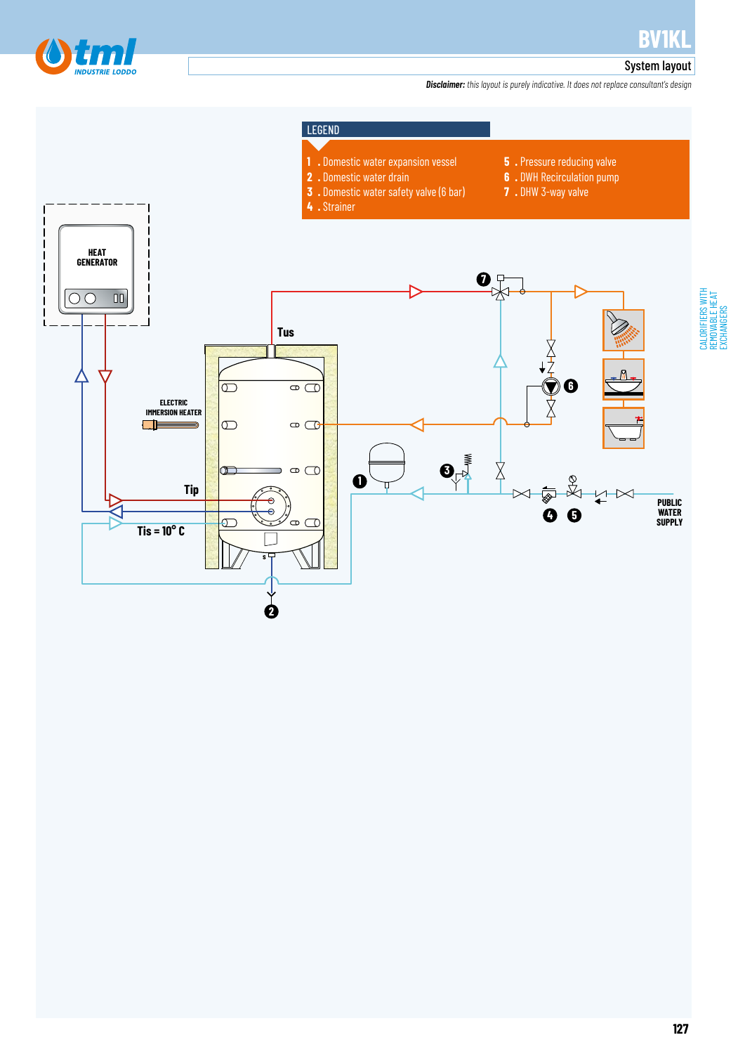# BV1KL

## System layout

***Disclaimer:*** *this layout is purely indicative. It does not replace consultant's design*

**LEGEND**

1. Domestic water expansion vessel
2. Domestic water drain
3. Domestic water safety valve (6 bar)
4. Strainer
5. Pressure reducing valve
6. DWH Recirculation pump
7. DHW 3-way valve

HEAT GENERATOR

ELECTRIC IMMERSION HEATER

Tus

Tip

Tis = 10° C

PUBLIC WATER SUPPLY

CALORIFIERS WITH REMOVABLE HEAT EXCHANGERS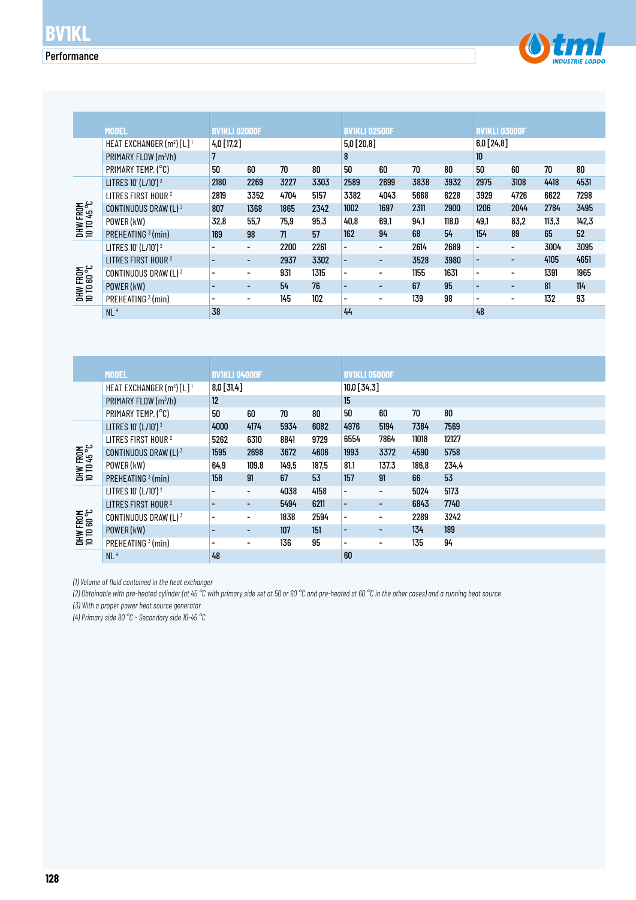# BV1KL

## Performance

| | MODEL | BV1KL1 02000F | | | | BV1KL1 02500F | | | | BV1KL1 03000F | | | |
|---|---|---|---|---|---|---|---|---|---|---|---|---|---|
| | HEAT EXCHANGER (m²) [L] [1] | 4,0 [17,2] | | | | 5,0 [20,8] | | | | 6,0 [24,8] | | | |
| | PRIMARY FLOW (m³/h) | 7 | | | | 8 | | | | 10 | | | |
| | PRIMARY TEMP. (°C) | 50 | 60 | 70 | 80 | 50 | 60 | 70 | 80 | 50 | 60 | 70 | 80 |
| DHW FROM 10 TO 45 °C | LITRES 10' (L/10') [2] | 2180 | 2269 | 3227 | 3303 | 2589 | 2699 | 3838 | 3932 | 2975 | 3108 | 4418 | 4531 |
| | LITRES FIRST HOUR [2] | 2819 | 3352 | 4704 | 5157 | 3382 | 4043 | 5668 | 6228 | 3929 | 4726 | 6622 | 7298 |
| | CONTINUOUS DRAW (L) [3] | 807 | 1368 | 1865 | 2342 | 1002 | 1697 | 2311 | 2900 | 1206 | 2044 | 2784 | 3495 |
| | POWER (kW) | 32,8 | 55,7 | 75,9 | 95,3 | 40,8 | 69,1 | 94,1 | 118,0 | 49,1 | 83,2 | 113,3 | 142,3 |
| | PREHEATING [3] (min) | 169 | 98 | 71 | 57 | 162 | 94 | 68 | 54 | 154 | 89 | 65 | 52 |
| DHW FROM 10 TO 60 °C | LITRES 10' (L/10') [2] | - | - | 2200 | 2261 | - | - | 2614 | 2689 | - | - | 3004 | 3095 |
| | LITRES FIRST HOUR [2] | - | - | 2937 | 3302 | - | - | 3528 | 3980 | - | - | 4105 | 4651 |
| | CONTINUOUS DRAW (L) [3] | - | - | 931 | 1315 | - | - | 1155 | 1631 | - | - | 1391 | 1965 |
| | POWER (kW) | - | - | 54 | 76 | - | - | 67 | 95 | - | - | 81 | 114 |
| | PREHEATING [3] (min) | - | - | 145 | 102 | - | - | 139 | 98 | - | - | 132 | 93 |
| | NL [4] | 38 | | | | 44 | | | | 48 | | | |

| | MODEL | BV1KL1 04000F | | | | BV1KL1 05000F | | | |
|---|---|---|---|---|---|---|---|---|---|
| | HEAT EXCHANGER (m²) [L] [1] | 8,0 [31,4] | | | | 10,0 [34,3] | | | |
| | PRIMARY FLOW (m³/h) | 12 | | | | 15 | | | |
| | PRIMARY TEMP. (°C) | 50 | 60 | 70 | 80 | 50 | 60 | 70 | 80 |
| DHW FROM 10 TO 45 °C | LITRES 10' (L/10') [2] | 4000 | 4174 | 5934 | 6082 | 4976 | 5194 | 7384 | 7569 |
| | LITRES FIRST HOUR [2] | 5262 | 6310 | 8841 | 9729 | 6554 | 7864 | 11018 | 12127 |
| | CONTINUOUS DRAW (L) [3] | 1595 | 2698 | 3672 | 4606 | 1993 | 3372 | 4590 | 5758 |
| | POWER (kW) | 64,9 | 109,8 | 149,5 | 187,5 | 81,1 | 137,3 | 186,8 | 234,4 |
| | PREHEATING [3] (min) | 158 | 91 | 67 | 53 | 157 | 91 | 66 | 53 |
| DHW FROM 10 TO 60 °C | LITRES 10' (L/10') [2] | - | - | 4038 | 4158 | - | - | 5024 | 5173 |
| | LITRES FIRST HOUR [2] | - | - | 5494 | 6211 | - | - | 6843 | 7740 |
| | CONTINUOUS DRAW (L) [3] | - | - | 1838 | 2594 | - | - | 2289 | 3242 |
| | POWER (kW) | - | - | 107 | 151 | - | - | 134 | 189 |
| | PREHEATING [3] (min) | - | - | 136 | 95 | - | - | 135 | 94 |
| | NL [4] | 48 | | | | 60 | | | |

*(1) Volume of fluid contained in the heat exchanger*

*(2) Obtainable with pre-heated cylinder (at 45 °C with primary side set at 50 or 60 °C and pre-heated at 60 °C in the other cases) and a running heat source*

*(3) With a proper power heat source generator*

*(4) Primary side 80 °C - Secondary side 10-45 °C*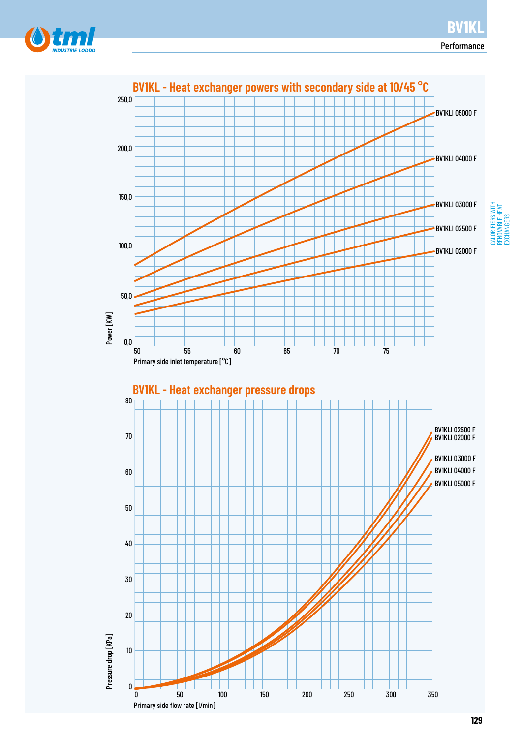# BV1KL

Performance

## BV1KL - Heat exchanger powers with secondary side at 10/45 °C

250,0
200,0
150,0
100,0
50,0
0,0

Power [KW]

50
55
60
65
70
75

Primary side inlet temperature [°C]

BV1KLI 05000 F
BV1KLI 04000 F
BV1KLI 03000 F
BV1KLI 02500 F
BV1KLI 02000 F

## BV1KL - Heat exchanger pressure drops

80
70
60
50
40
30
20
10
0

Pressure drop [KPa]

0
50
100
150
200
250
300
350

Primary side flow rate [l/min]

BV1KLI 02500 F
BV1KLI 02000 F
BV1KLI 03000 F
BV1KLI 04000 F
BV1KLI 05000 F

CALORIFIERS WITH REMOVABLE HEAT EXCHANGERS